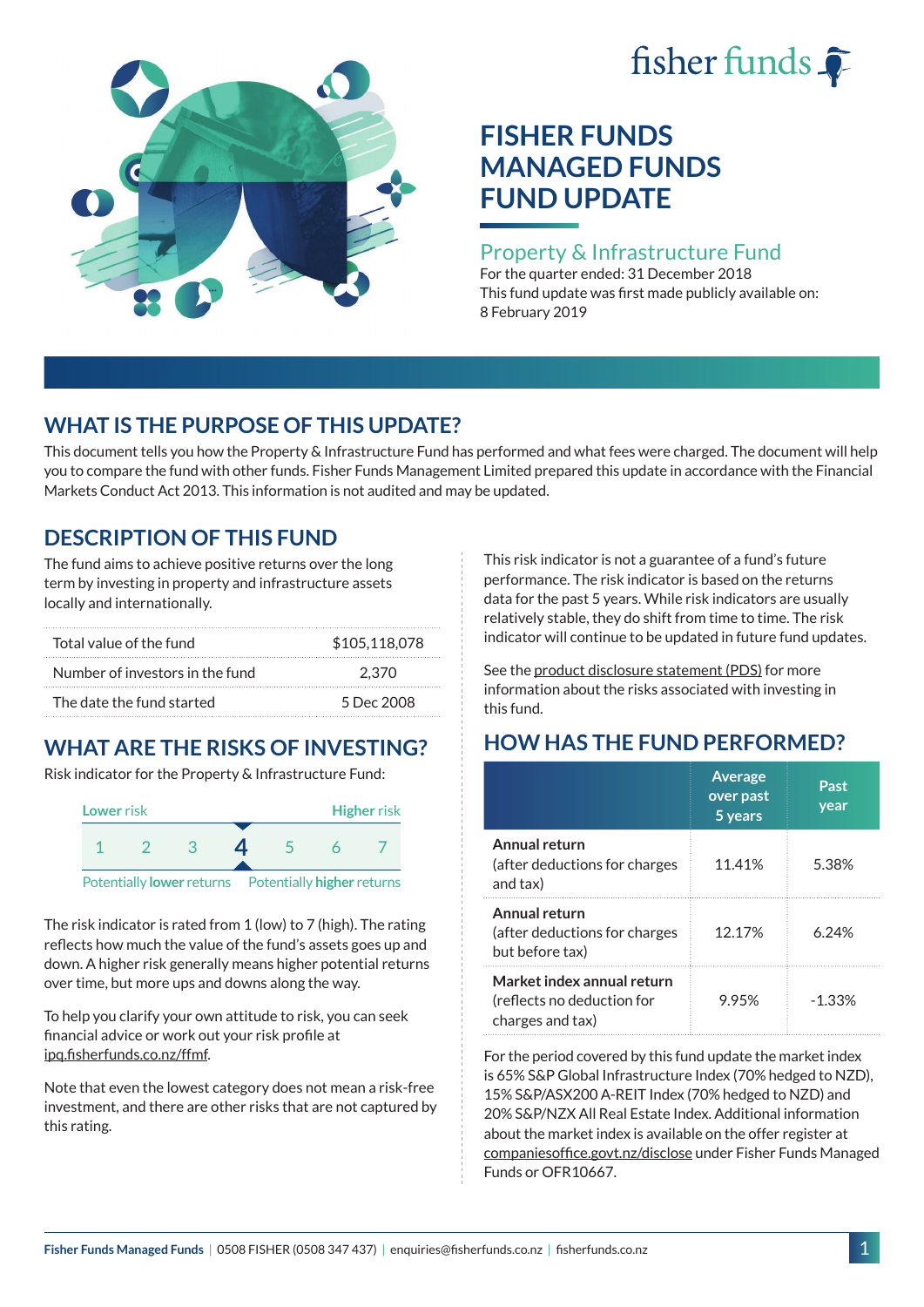fisher funds

# FISHER FUNDS MANAGED FUNDS FUND UPDATE

## Property & Infrastructure Fund

For the quarter ended: 31 December 2018

This fund update was first made publicly available on: 8 February 2019

## WHAT IS THE PURPOSE OF THIS UPDATE?

This document tells you how the Property & Infrastructure Fund has performed and what fees were charged. The document will help you to compare the fund with other funds. Fisher Funds Management Limited prepared this update in accordance with the Financial Markets Conduct Act 2013. This information is not audited and may be updated.

## DESCRIPTION OF THIS FUND

The fund aims to achieve positive returns over the long term by investing in property and infrastructure assets locally and internationally.

| | |
|---|---|
| Total value of the fund | $105,118,078 |
| Number of investors in the fund | 2,370 |
| The date the fund started | 5 Dec 2008 |

## WHAT ARE THE RISKS OF INVESTING?

Risk indicator for the Property & Infrastructure Fund:

| Lower risk | | | | | | Higher risk |
|---|---|---|---|---|---|---|
| 1 | 2 | 3 | **4** | 5 | 6 | 7 |

Potentially **lower** returns — Potentially **higher** returns

The risk indicator is rated from 1 (low) to 7 (high). The rating reflects how much the value of the fund's assets goes up and down. A higher risk generally means higher potential returns over time, but more ups and downs along the way.

To help you clarify your own attitude to risk, you can seek financial advice or work out your risk profile at ipq.fisherfunds.co.nz/ffmf.

Note that even the lowest category does not mean a risk-free investment, and there are other risks that are not captured by this rating.

This risk indicator is not a guarantee of a fund's future performance. The risk indicator is based on the returns data for the past 5 years. While risk indicators are usually relatively stable, they do shift from time to time. The risk indicator will continue to be updated in future fund updates.

See the product disclosure statement (PDS) for more information about the risks associated with investing in this fund.

## HOW HAS THE FUND PERFORMED?

| | Average over past 5 years | Past year |
|---|---|---|
| **Annual return** (after deductions for charges and tax) | 11.41% | 5.38% |
| **Annual return** (after deductions for charges but before tax) | 12.17% | 6.24% |
| **Market index annual return** (reflects no deduction for charges and tax) | 9.95% | -1.33% |

For the period covered by this fund update the market index is 65% S&P Global Infrastructure Index (70% hedged to NZD), 15% S&P/ASX200 A-REIT Index (70% hedged to NZD) and 20% S&P/NZX All Real Estate Index. Additional information about the market index is available on the offer register at companiesoffice.govt.nz/disclose under Fisher Funds Managed Funds or OFR10667.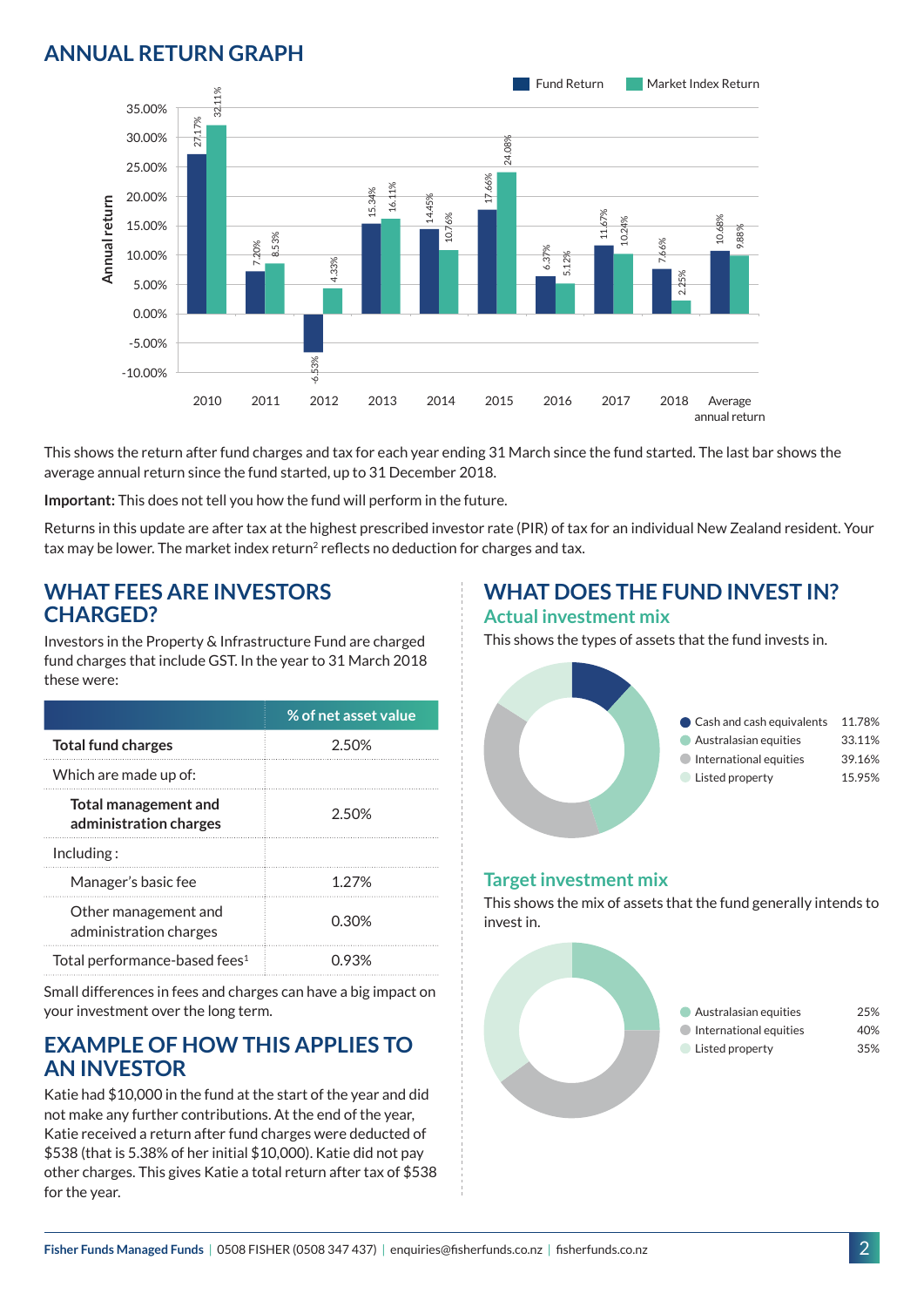## ANNUAL RETURN GRAPH

| Year | Fund Return | Market Index Return |
|---|---|---|
| 2010 | 27.17% | 32.11% |
| 2011 | 7.20% | 8.53% |
| 2012 | -6.53% | 4.33% |
| 2013 | 15.34% | 16.11% |
| 2014 | 14.45% | 10.76% |
| 2015 | 17.66% | 24.08% |
| 2016 | 6.37% | 5.12% |
| 2017 | 11.67% | 10.24% |
| 2018 | 7.66% | 2.25% |
| Average annual return | 10.68% | 9.88% |

This shows the return after fund charges and tax for each year ending 31 March since the fund started. The last bar shows the average annual return since the fund started, up to 31 December 2018.

**Important:** This does not tell you how the fund will perform in the future.

Returns in this update are after tax at the highest prescribed investor rate (PIR) of tax for an individual New Zealand resident. Your tax may be lower. The market index return[2] reflects no deduction for charges and tax.

## WHAT FEES ARE INVESTORS CHARGED?

Investors in the Property & Infrastructure Fund are charged fund charges that include GST. In the year to 31 March 2018 these were:

| | % of net asset value |
|---|---|
| **Total fund charges** | 2.50% |
| Which are made up of: | |
| **Total management and administration charges** | 2.50% |
| Including: | |
| Manager's basic fee | 1.27% |
| Other management and administration charges | 0.30% |
| Total performance-based fees[1] | 0.93% |

Small differences in fees and charges can have a big impact on your investment over the long term.

## EXAMPLE OF HOW THIS APPLIES TO AN INVESTOR

Katie had $10,000 in the fund at the start of the year and did not make any further contributions. At the end of the year, Katie received a return after fund charges were deducted of $538 (that is 5.38% of her initial $10,000). Katie did not pay other charges. This gives Katie a total return after tax of $538 for the year.

## WHAT DOES THE FUND INVEST IN?

### Actual investment mix

This shows the types of assets that the fund invests in.

| Asset | % |
|---|---|
| Cash and cash equivalents | 11.78% |
| Australasian equities | 33.11% |
| International equities | 39.16% |
| Listed property | 15.95% |

### Target investment mix

This shows the mix of assets that the fund generally intends to invest in.

| Asset | % |
|---|---|
| Australasian equities | 25% |
| International equities | 40% |
| Listed property | 35% |

Fisher Funds Managed Funds | 0508 FISHER (0508 347 437) | enquiries@fisherfunds.co.nz | fisherfunds.co.nz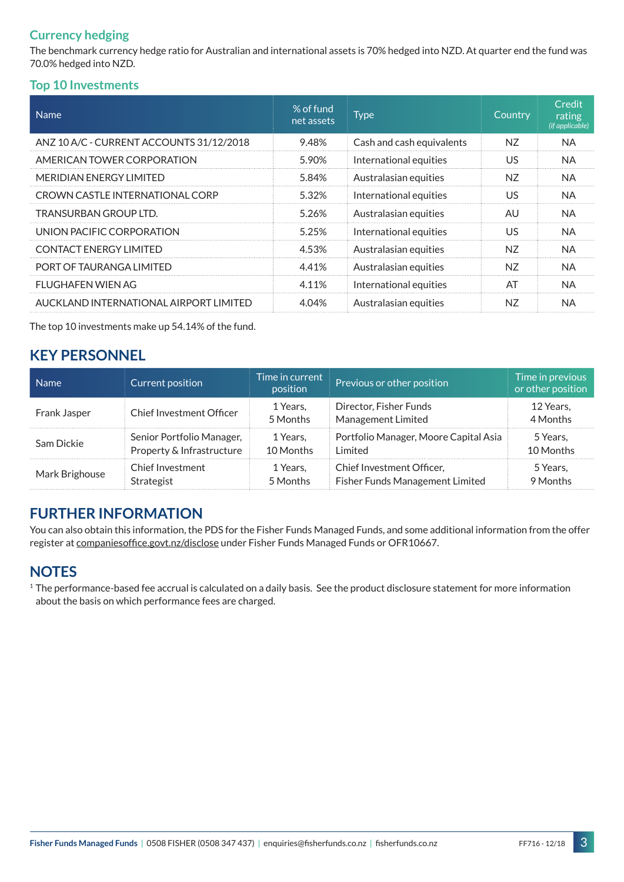## Currency hedging

The benchmark currency hedge ratio for Australian and international assets is 70% hedged into NZD. At quarter end the fund was 70.0% hedged into NZD.

## Top 10 Investments

| Name | % of fund net assets | Type | Country | Credit rating *(if applicable)* |
|---|---|---|---|---|
| ANZ 10 A/C - CURRENT ACCOUNTS 31/12/2018 | 9.48% | Cash and cash equivalents | NZ | NA |
| AMERICAN TOWER CORPORATION | 5.90% | International equities | US | NA |
| MERIDIAN ENERGY LIMITED | 5.84% | Australasian equities | NZ | NA |
| CROWN CASTLE INTERNATIONAL CORP | 5.32% | International equities | US | NA |
| TRANSURBAN GROUP LTD. | 5.26% | Australasian equities | AU | NA |
| UNION PACIFIC CORPORATION | 5.25% | International equities | US | NA |
| CONTACT ENERGY LIMITED | 4.53% | Australasian equities | NZ | NA |
| PORT OF TAURANGA LIMITED | 4.41% | Australasian equities | NZ | NA |
| FLUGHAFEN WIEN AG | 4.11% | International equities | AT | NA |
| AUCKLAND INTERNATIONAL AIRPORT LIMITED | 4.04% | Australasian equities | NZ | NA |

The top 10 investments make up 54.14% of the fund.

## KEY PERSONNEL

| Name | Current position | Time in current position | Previous or other position | Time in previous or other position |
|---|---|---|---|---|
| Frank Jasper | Chief Investment Officer | 1 Years, 5 Months | Director, Fisher Funds Management Limited | 12 Years, 4 Months |
| Sam Dickie | Senior Portfolio Manager, Property & Infrastructure | 1 Years, 10 Months | Portfolio Manager, Moore Capital Asia Limited | 5 Years, 10 Months |
| Mark Brighouse | Chief Investment Strategist | 1 Years, 5 Months | Chief Investment Officer, Fisher Funds Management Limited | 5 Years, 9 Months |

## FURTHER INFORMATION

You can also obtain this information, the PDS for the Fisher Funds Managed Funds, and some additional information from the offer register at companiesoffice.govt.nz/disclose under Fisher Funds Managed Funds or OFR10667.

## NOTES

[1] The performance-based fee accrual is calculated on a daily basis. See the product disclosure statement for more information about the basis on which performance fees are charged.